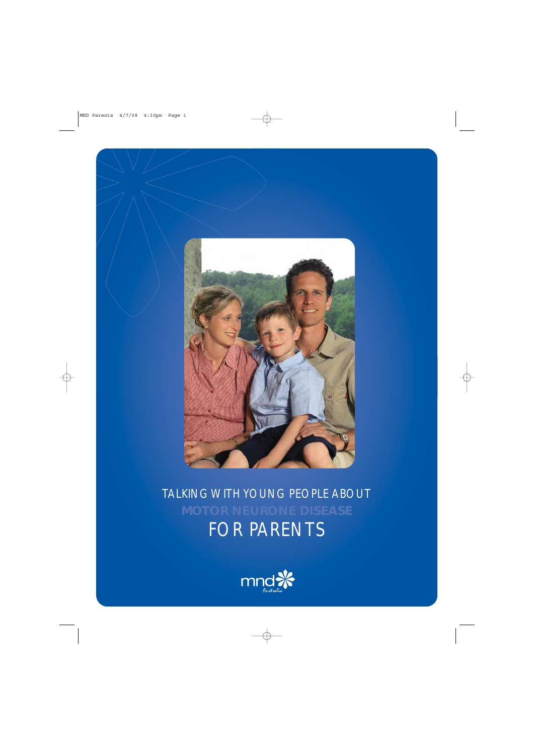# TALKING WITH YOUNG PEOPLE ABOUT MOTOR NEURONE DISEASE

## FOR PARENTS

mnd Australia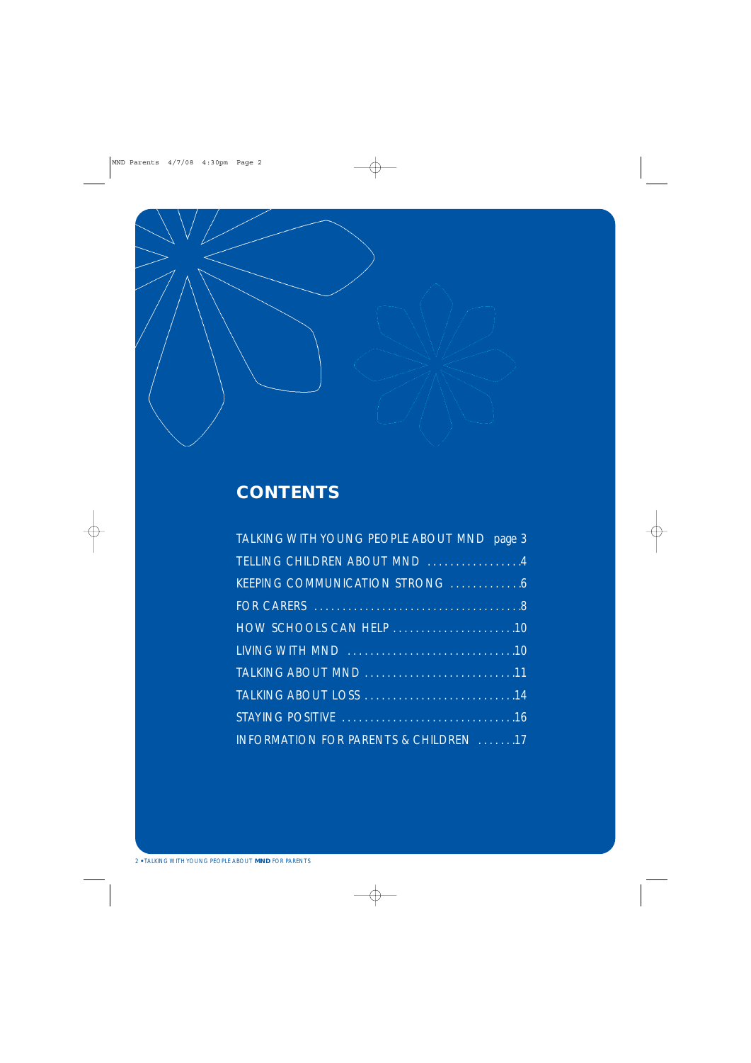## CONTENTS

TALKING WITH YOUNG PEOPLE ABOUT MND page 3

TELLING CHILDREN ABOUT MND .................4

KEEPING COMMUNICATION STRONG ............6

FOR CARERS ....................................8

HOW SCHOOLS CAN HELP ......................10

LIVING WITH MND .............................10

TALKING ABOUT MND ...........................11

TALKING ABOUT LOSS ...........................14

STAYING POSITIVE ..............................16

INFORMATION FOR PARENTS & CHILDREN .......17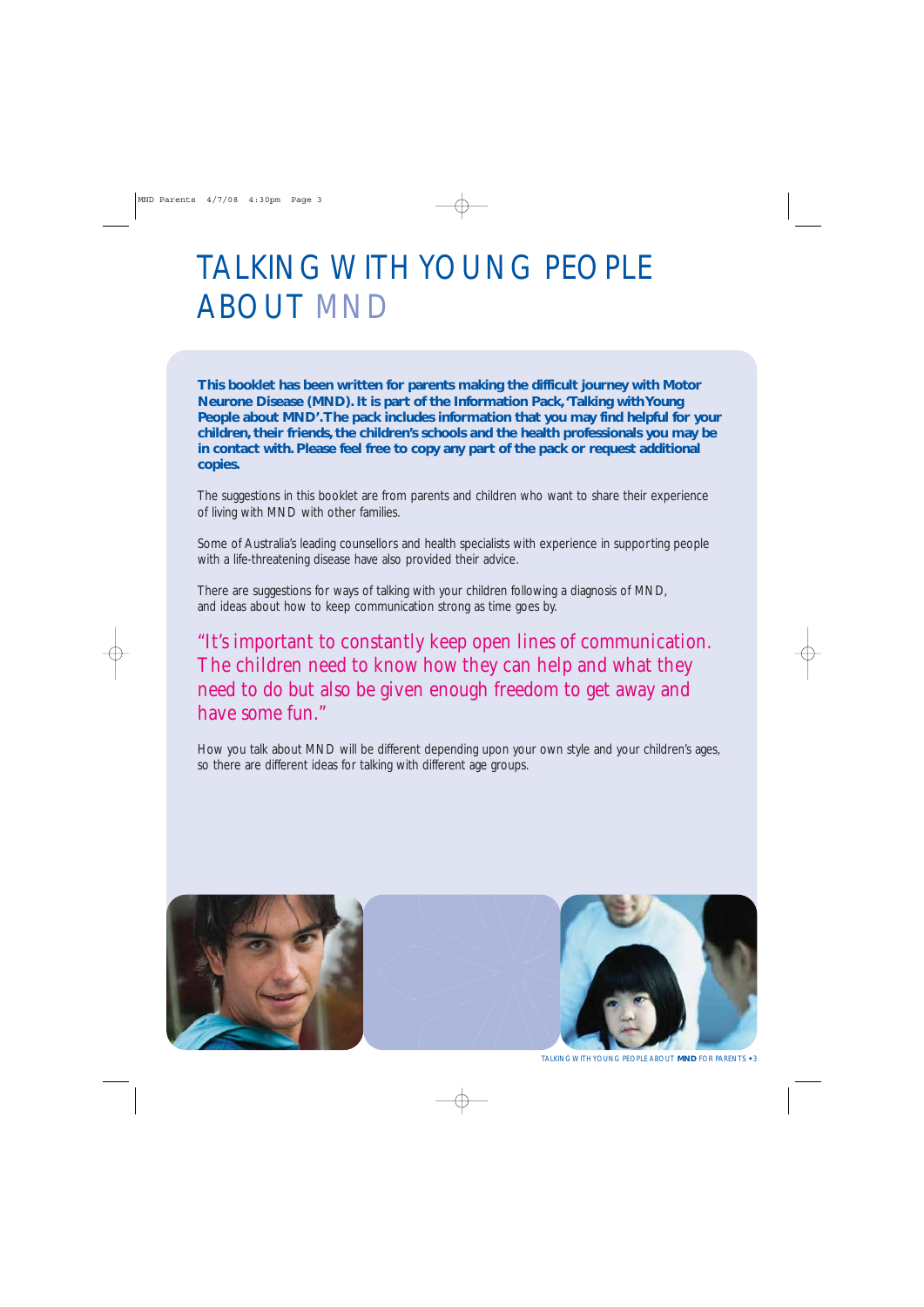# TALKING WITH YOUNG PEOPLE ABOUT MND

**This booklet has been written for parents making the difficult journey with Motor Neurone Disease (MND). It is part of the Information Pack, 'Talking with Young People about MND'. The pack includes information that you may find helpful for your children, their friends, the children's schools and the health professionals you may be in contact with. Please feel free to copy any part of the pack or request additional copies.**

The suggestions in this booklet are from parents and children who want to share their experience of living with MND with other families.

Some of Australia's leading counsellors and health specialists with experience in supporting people with a life-threatening disease have also provided their advice.

There are suggestions for ways of talking with your children following a diagnosis of MND, and ideas about how to keep communication strong as time goes by.

"It's important to constantly keep open lines of communication. The children need to know how they can help and what they need to do but also be given enough freedom to get away and have some fun."

How you talk about MND will be different depending upon your own style and your children's ages, so there are different ideas for talking with different age groups.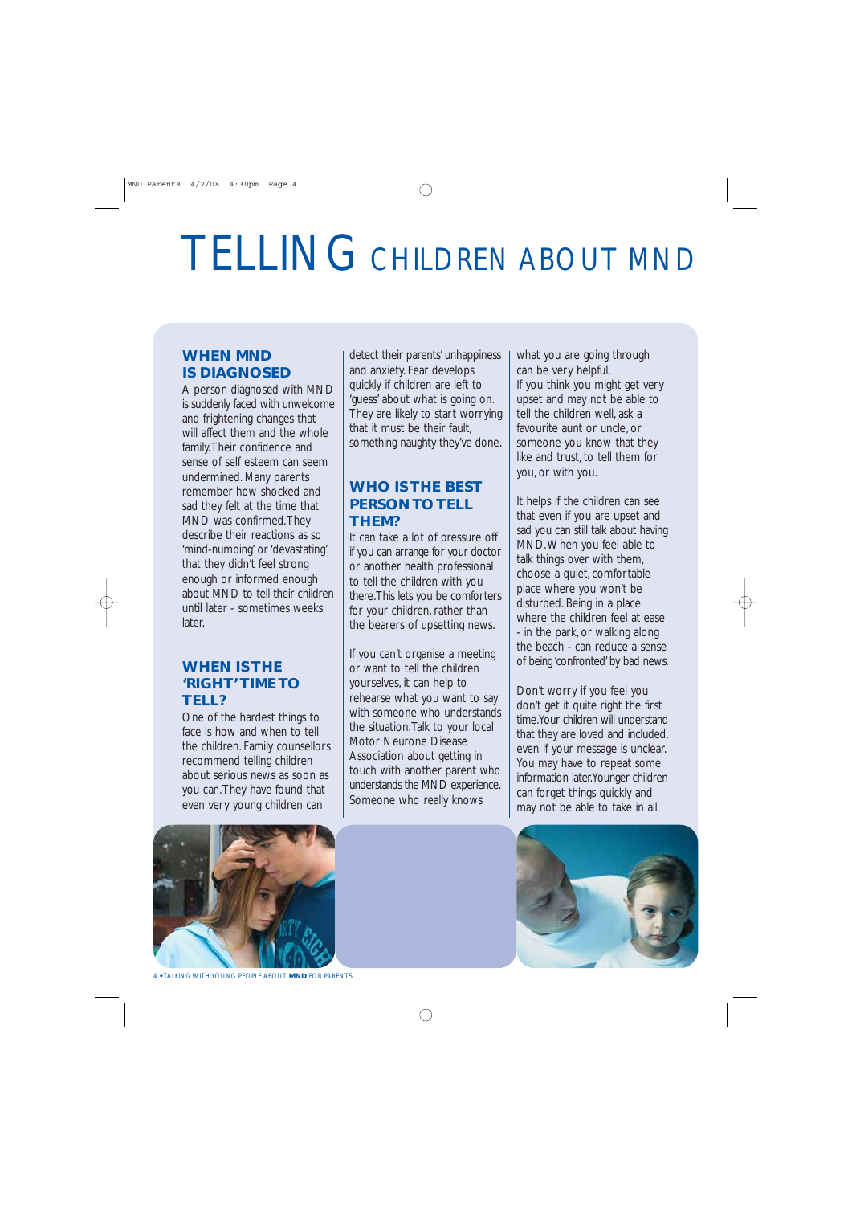# TELLING CHILDREN ABOUT MND

## WHEN MND IS DIAGNOSED

A person diagnosed with MND is suddenly faced with unwelcome and frightening changes that will affect them and the whole family. Their confidence and sense of self esteem can seem undermined. Many parents remember how shocked and sad they felt at the time that MND was confirmed. They describe their reactions as so 'mind-numbing' or 'devastating' that they didn't feel strong enough or informed enough about MND to tell their children until later - sometimes weeks later.

## WHEN IS THE 'RIGHT' TIME TO TELL?

One of the hardest things to face is how and when to tell the children. Family counsellors recommend telling children about serious news as soon as you can. They have found that even very young children can detect their parents' unhappiness and anxiety. Fear develops quickly if children are left to 'guess' about what is going on. They are likely to start worrying that it must be their fault, something naughty they've done.

## WHO IS THE BEST PERSON TO TELL THEM?

It can take a lot of pressure off if you can arrange for your doctor or another health professional to tell the children with you there. This lets you be comforters for your children, rather than the bearers of upsetting news.

If you can't organise a meeting or want to tell the children yourselves, it can help to rehearse what you want to say with someone who understands the situation. Talk to your local Motor Neurone Disease Association about getting in touch with another parent who understands the MND experience. Someone who really knows what you are going through can be very helpful.

If you think you might get very upset and may not be able to tell the children well, ask a favourite aunt or uncle, or someone you know that they like and trust, to tell them for you, or with you.

It helps if the children can see that even if you are upset and sad you can still talk about having MND. When you feel able to talk things over with them, choose a quiet, comfortable place where you won't be disturbed. Being in a place where the children feel at ease - in the park, or walking along the beach - can reduce a sense of being 'confronted' by bad news.

Don't worry if you feel you don't get it quite right the first time. Your children will understand that they are loved and included, even if your message is unclear. You may have to repeat some information later. Younger children can forget things quickly and may not be able to take in all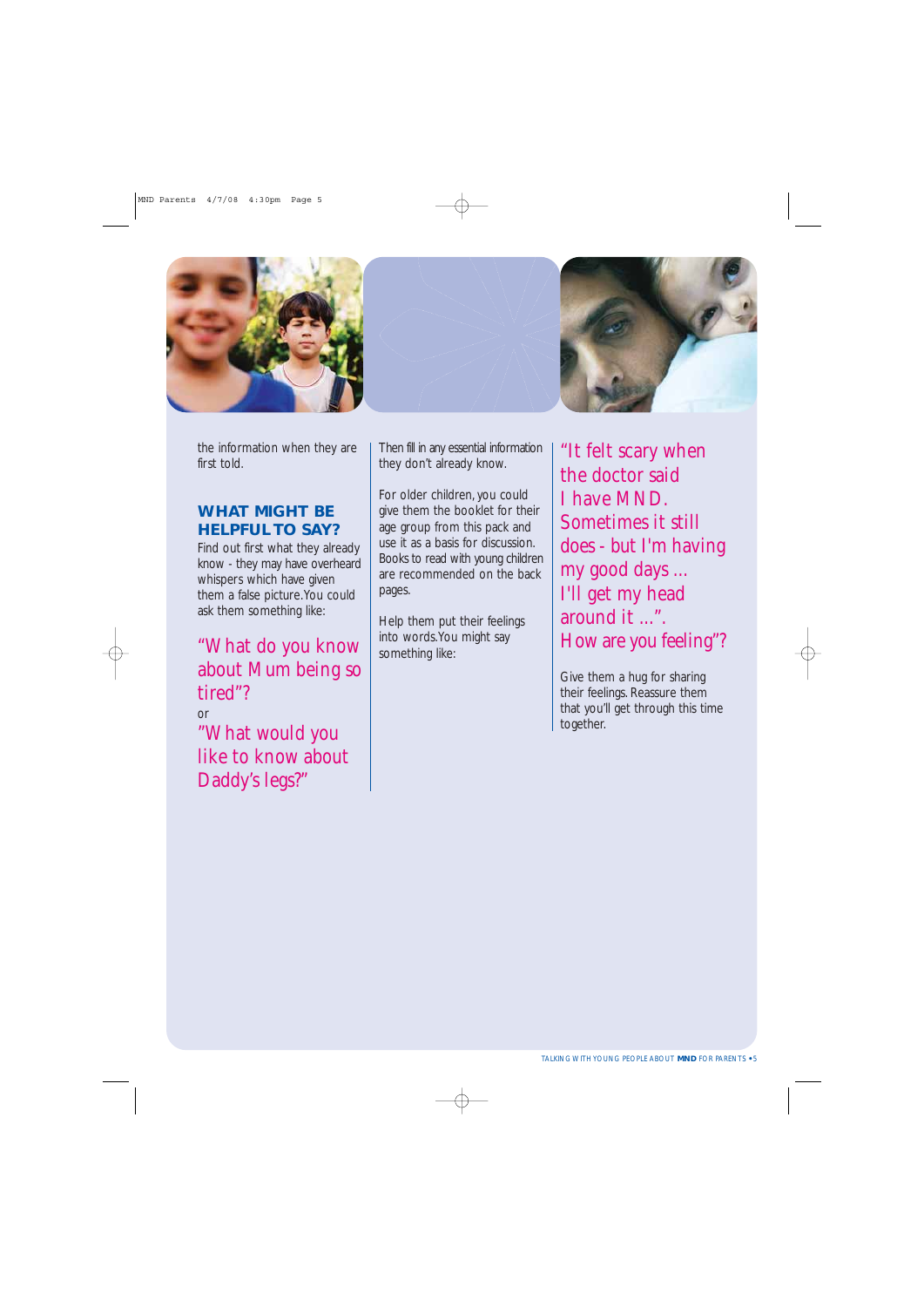the information when they are first told.

## WHAT MIGHT BE HELPFUL TO SAY?

Find out first what they already know - they may have overheard whispers which have given them a false picture. You could ask them something like:

"What do you know about Mum being so tired"?

or

"What would you like to know about Daddy's legs?"

Then fill in any essential information they don't already know.

For older children, you could give them the booklet for their age group from this pack and use it as a basis for discussion. Books to read with young children are recommended on the back pages.

Help them put their feelings into words. You might say something like:

"It felt scary when the doctor said I have MND. Sometimes it still does - but I'm having my good days ... I'll get my head around it ...". How are you feeling"?

Give them a hug for sharing their feelings. Reassure them that you'll get through this time together.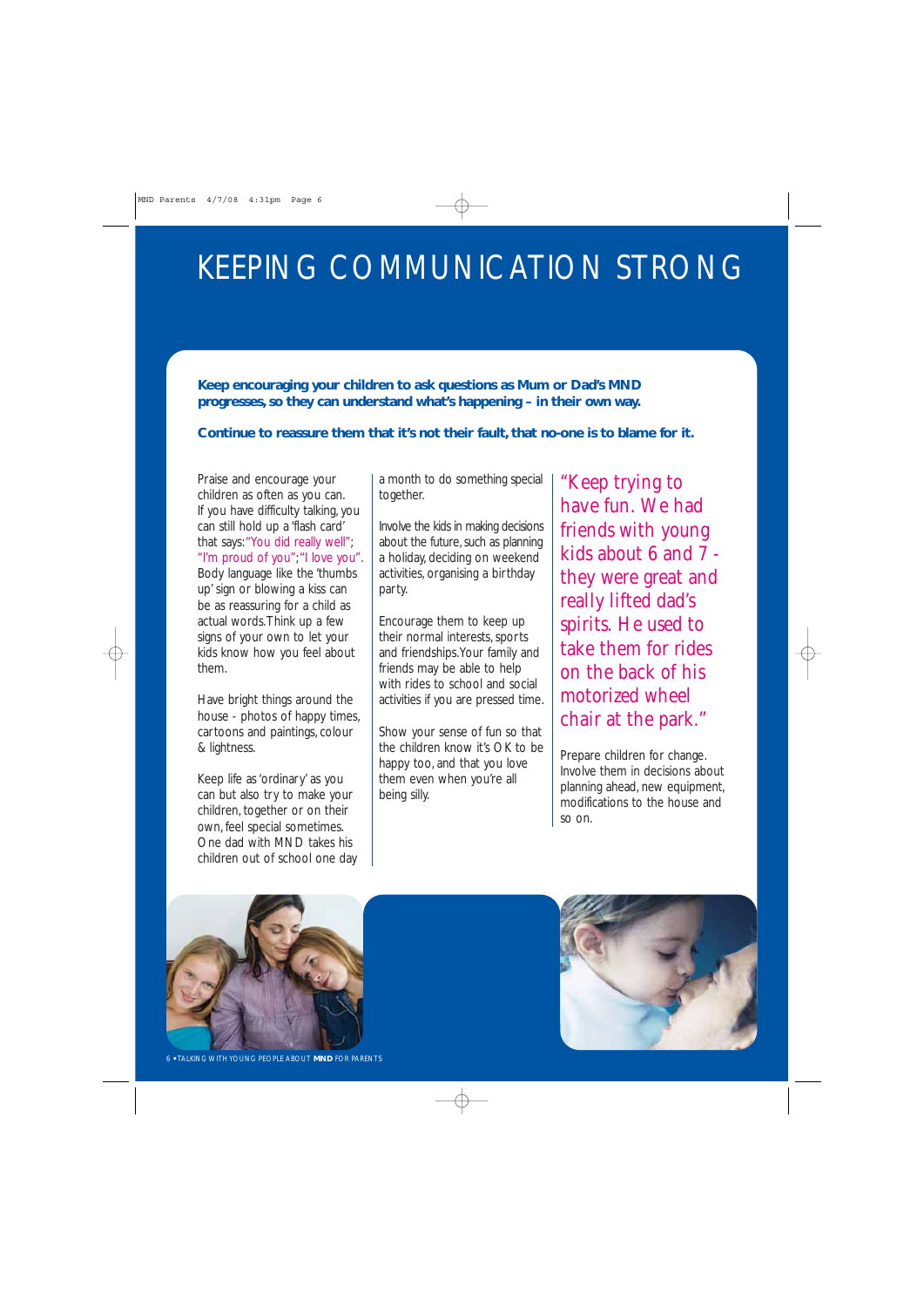# KEEPING COMMUNICATION STRONG

**Keep encouraging your children to ask questions as Mum or Dad's MND progresses, so they can understand what's happening – in their own way.**

**Continue to reassure them that it's not their fault, that no-one is to blame for it.**

Praise and encourage your children as often as you can. If you have difficulty talking, you can still hold up a 'flash card' that says: "You did really well"; "I'm proud of you"; "I love you". Body language like the 'thumbs up' sign or blowing a kiss can be as reassuring for a child as actual words. Think up a few signs of your own to let your kids know how you feel about them.

Have bright things around the house - photos of happy times, cartoons and paintings, colour & lightness.

Keep life as 'ordinary' as you can but also try to make your children, together or on their own, feel special sometimes. One dad with MND takes his children out of school one day a month to do something special together.

Involve the kids in making decisions about the future, such as planning a holiday, deciding on weekend activities, organising a birthday party.

Encourage them to keep up their normal interests, sports and friendships. Your family and friends may be able to help with rides to school and social activities if you are pressed time.

Show your sense of fun so that the children know it's OK to be happy too, and that you love them even when you're all being silly.

"Keep trying to have fun. We had friends with young kids about 6 and 7 - they were great and really lifted dad's spirits. He used to take them for rides on the back of his motorized wheel chair at the park."

Prepare children for change. Involve them in decisions about planning ahead, new equipment, modifications to the house and so on.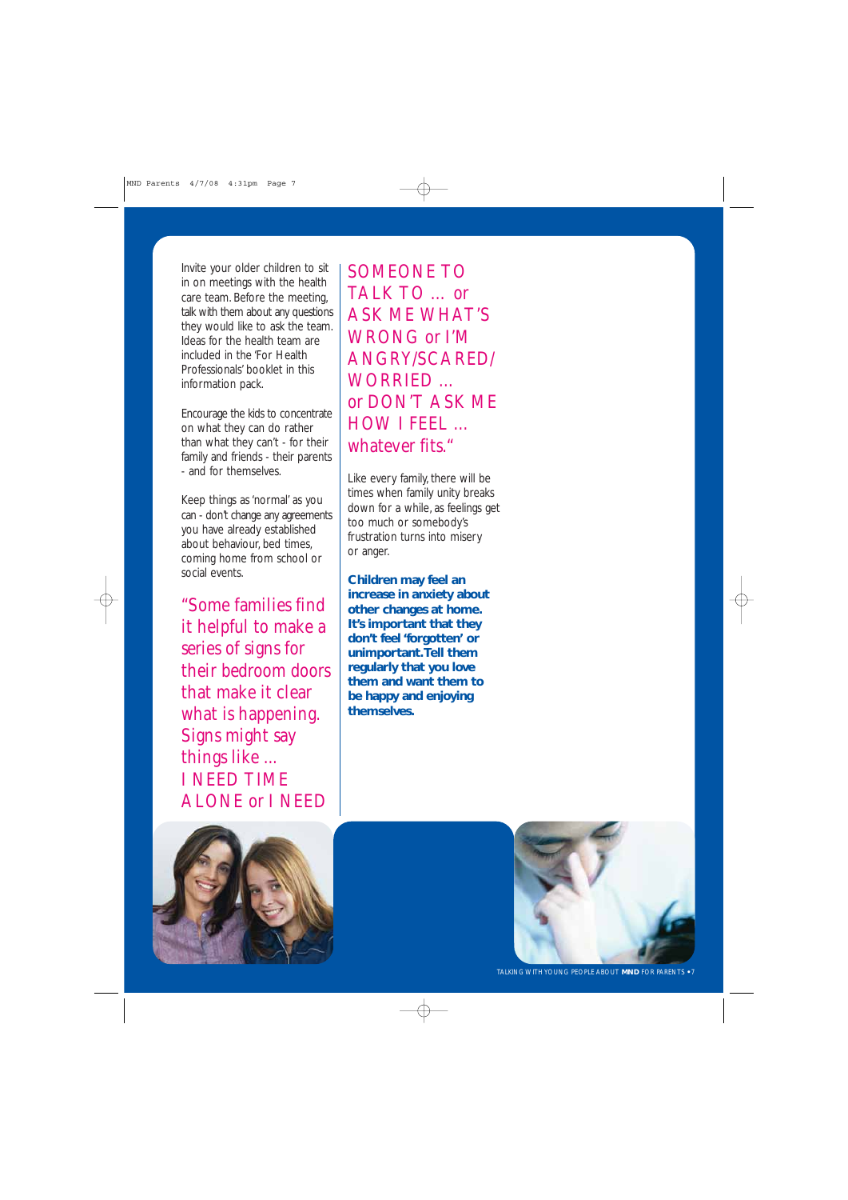Invite your older children to sit in on meetings with the health care team. Before the meeting, talk with them about any questions they would like to ask the team. Ideas for the health team are included in the 'For Health Professionals' booklet in this information pack.

Encourage the kids to concentrate on what they can do rather than what they can't - for their family and friends - their parents - and for themselves.

Keep things as 'normal' as you can - don't change any agreements you have already established about behaviour, bed times, coming home from school or social events.

"Some families find it helpful to make a series of signs for their bedroom doors that make it clear what is happening. Signs might say things like ... I NEED TIME ALONE or I NEED SOMEONE TO TALK TO ... or ASK ME WHAT'S WRONG or I'M ANGRY/SCARED/ WORRIED ... or DON'T ASK ME HOW I FEEL ... whatever fits."

Like every family, there will be times when family unity breaks down for a while, as feelings get too much or somebody's frustration turns into misery or anger.

**Children may feel an increase in anxiety about other changes at home. It's important that they don't feel 'forgotten' or unimportant. Tell them regularly that you love them and want them to be happy and enjoying themselves.**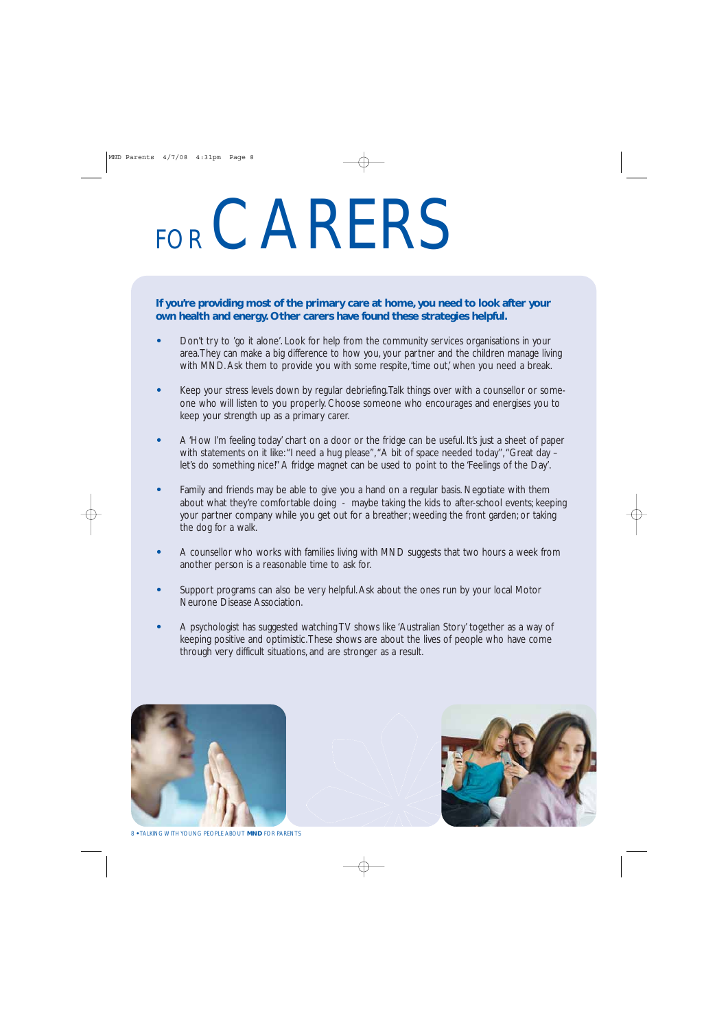# FOR CARERS

**If you're providing most of the primary care at home, you need to look after your own health and energy. Other carers have found these strategies helpful.**

- Don't try to 'go it alone'. Look for help from the community services organisations in your area. They can make a big difference to how you, your partner and the children manage living with MND. Ask them to provide you with some respite, 'time out,' when you need a break.

- Keep your stress levels down by regular debriefing. Talk things over with a counsellor or someone who will listen to you properly. Choose someone who encourages and energises you to keep your strength up as a primary carer.

- A 'How I'm feeling today' chart on a door or the fridge can be useful. It's just a sheet of paper with statements on it like: "I need a hug please", "A bit of space needed today", "Great day – let's do something nice!" A fridge magnet can be used to point to the 'Feelings of the Day'.

- Family and friends may be able to give you a hand on a regular basis. Negotiate with them about what they're comfortable doing - maybe taking the kids to after-school events; keeping your partner company while you get out for a breather; weeding the front garden; or taking the dog for a walk.

- A counsellor who works with families living with MND suggests that two hours a week from another person is a reasonable time to ask for.

- Support programs can also be very helpful. Ask about the ones run by your local Motor Neurone Disease Association.

- A psychologist has suggested watching TV shows like 'Australian Story' together as a way of keeping positive and optimistic. These shows are about the lives of people who have come through very difficult situations, and are stronger as a result.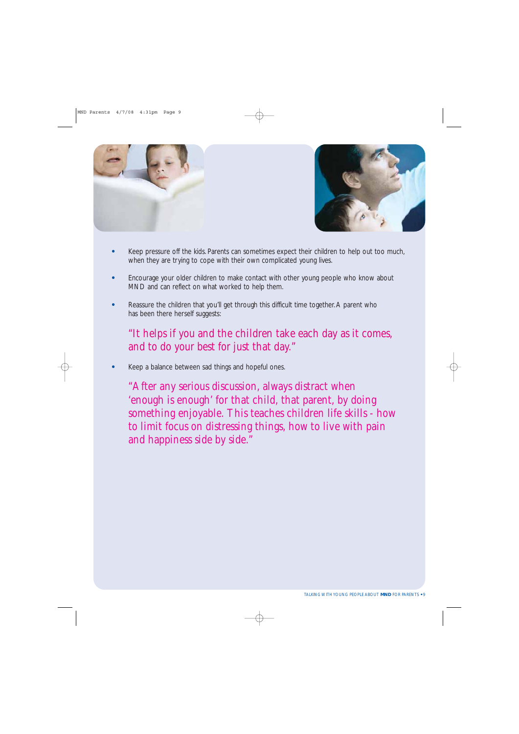- Keep pressure off the kids. Parents can sometimes expect their children to help out too much, when they are trying to cope with their own complicated young lives.
- Encourage your older children to make contact with other young people who know about MND and can reflect on what worked to help them.
- Reassure the children that you'll get through this difficult time together. A parent who has been there herself suggests:

  "It helps if you and the children take each day as it comes, and to do your best for just that day."

- Keep a balance between sad things and hopeful ones.

  "After any serious discussion, always distract when 'enough is enough' for that child, that parent, by doing something enjoyable. This teaches children life skills - how to limit focus on distressing things, how to live with pain and happiness side by side."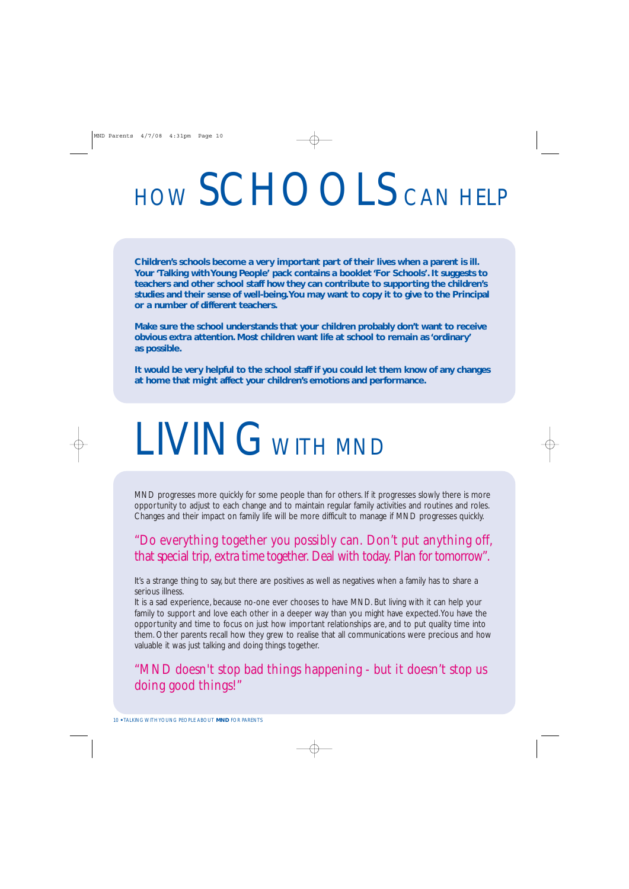# HOW SCHOOLS CAN HELP

**Children's schools become a very important part of their lives when a parent is ill. Your 'Talking with Young People' pack contains a booklet 'For Schools'. It suggests to teachers and other school staff how they can contribute to supporting the children's studies and their sense of well-being. You may want to copy it to give to the Principal or a number of different teachers.**

**Make sure the school understands that your children probably don't want to receive obvious extra attention. Most children want life at school to remain as 'ordinary' as possible.**

**It would be very helpful to the school staff if you could let them know of any changes at home that might affect your children's emotions and performance.**

# LIVING WITH MND

MND progresses more quickly for some people than for others. If it progresses slowly there is more opportunity to adjust to each change and to maintain regular family activities and routines and roles. Changes and their impact on family life will be more difficult to manage if MND progresses quickly.

*"Do everything together you possibly can. Don't put anything off, that special trip, extra time together. Deal with today. Plan for tomorrow".*

It's a strange thing to say, but there are positives as well as negatives when a family has to share a serious illness.

It is a sad experience, because no-one ever chooses to have MND. But living with it can help your family to support and love each other in a deeper way than you might have expected. You have the opportunity and time to focus on just how important relationships are, and to put quality time into them. Other parents recall how they grew to realise that all communications were precious and how valuable it was just talking and doing things together.

*"MND doesn't stop bad things happening - but it doesn't stop us doing good things!"*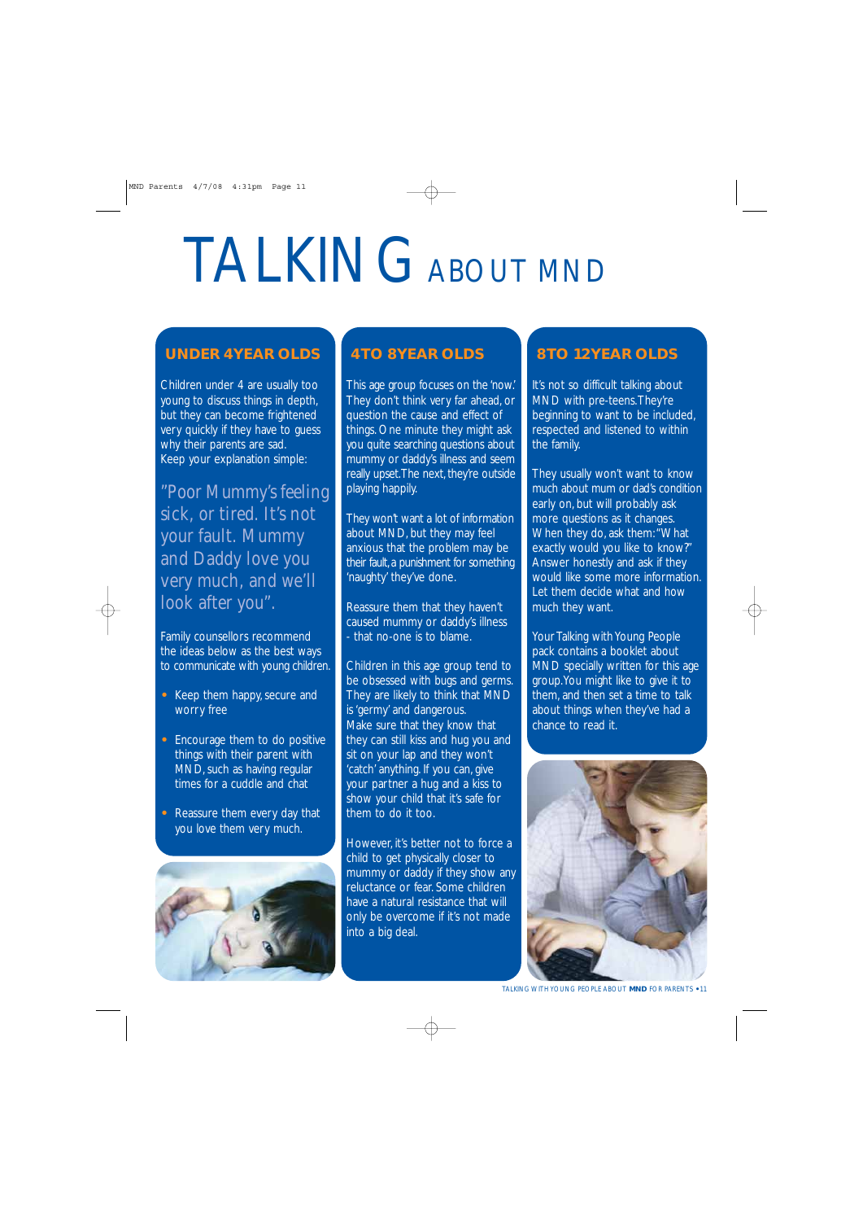# TALKING ABOUT MND

## UNDER 4 YEAR OLDS

Children under 4 are usually too young to discuss things in depth, but they can become frightened very quickly if they have to guess why their parents are sad.
Keep your explanation simple:

"Poor Mummy's feeling sick, or tired. It's not your fault. Mummy and Daddy love you very much, and we'll look after you".

Family counsellors recommend the ideas below as the best ways to communicate with young children.

- Keep them happy, secure and worry free
- Encourage them to do positive things with their parent with MND, such as having regular times for a cuddle and chat
- Reassure them every day that you love them very much.

## 4 TO 8 YEAR OLDS

This age group focuses on the 'now.' They don't think very far ahead, or question the cause and effect of things. One minute they might ask you quite searching questions about mummy or daddy's illness and seem really upset. The next, they're outside playing happily.

They won't want a lot of information about MND, but they may feel anxious that the problem may be their fault, a punishment for something 'naughty' they've done.

Reassure them that they haven't caused mummy or daddy's illness - that no-one is to blame.

Children in this age group tend to be obsessed with bugs and germs. They are likely to think that MND is 'germy' and dangerous.
Make sure that they know that they can still kiss and hug you and sit on your lap and they won't 'catch' anything. If you can, give your partner a hug and a kiss to show your child that it's safe for them to do it too.

However, it's better not to force a child to get physically closer to mummy or daddy if they show any reluctance or fear. Some children have a natural resistance that will only be overcome if it's not made into a big deal.

## 8 TO 12 YEAR OLDS

It's not so difficult talking about MND with pre-teens. They're beginning to want to be included, respected and listened to within the family.

They usually won't want to know much about mum or dad's condition early on, but will probably ask more questions as it changes. When they do, ask them: "What exactly would you like to know?" Answer honestly and ask if they would like some more information. Let them decide what and how much they want.

Your Talking with Young People pack contains a booklet about MND specially written for this age group. You might like to give it to them, and then set a time to talk about things when they've had a chance to read it.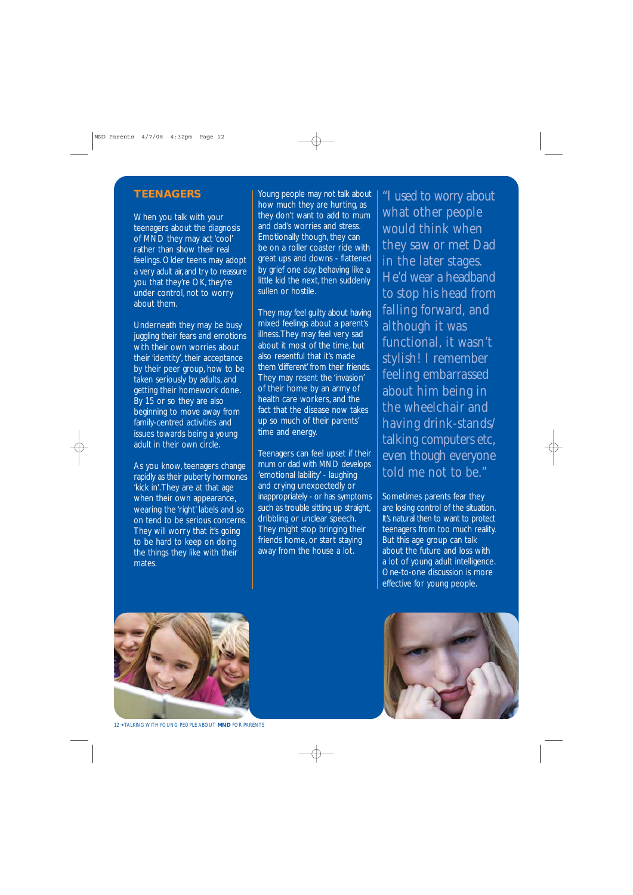## TEENAGERS

When you talk with your teenagers about the diagnosis of MND they may act 'cool' rather than show their real feelings. Older teens may adopt a very adult air, and try to reassure you that they're OK, they're under control, not to worry about them.

Underneath they may be busy juggling their fears and emotions with their own worries about their 'identity', their acceptance by their peer group, how to be taken seriously by adults, and getting their homework done. By 15 or so they are also beginning to move away from family-centred activities and issues towards being a young adult in their own circle.

As you know, teenagers change rapidly as their puberty hormones 'kick in'. They are at that age when their own appearance, wearing the 'right' labels and so on tend to be serious concerns. They will worry that it's going to be hard to keep on doing the things they like with their mates.

Young people may not talk about how much they are hurting, as they don't want to add to mum and dad's worries and stress. Emotionally though, they can be on a roller coaster ride with great ups and downs - flattened by grief one day, behaving like a little kid the next, then suddenly sullen or hostile.

They may feel guilty about having mixed feelings about a parent's illness. They may feel very sad about it most of the time, but also resentful that it's made them 'different' from their friends. They may resent the 'invasion' of their home by an army of health care workers, and the fact that the disease now takes up so much of their parents' time and energy.

Teenagers can feel upset if their mum or dad with MND develops 'emotional lability' - laughing and crying unexpectedly or inappropriately - or has symptoms such as trouble sitting up straight, dribbling or unclear speech. They might stop bringing their friends home, or start staying away from the house a lot.

"I used to worry about what other people would think when they saw or met Dad in the later stages. He'd wear a headband to stop his head from falling forward, and although it was functional, it wasn't stylish! I remember feeling embarrassed about him being in the wheelchair and having drink-stands/talking computers etc, even though everyone told me not to be."

Sometimes parents fear they are losing control of the situation. It's natural then to want to protect teenagers from too much reality. But this age group can talk about the future and loss with a lot of young adult intelligence. One-to-one discussion is more effective for young people.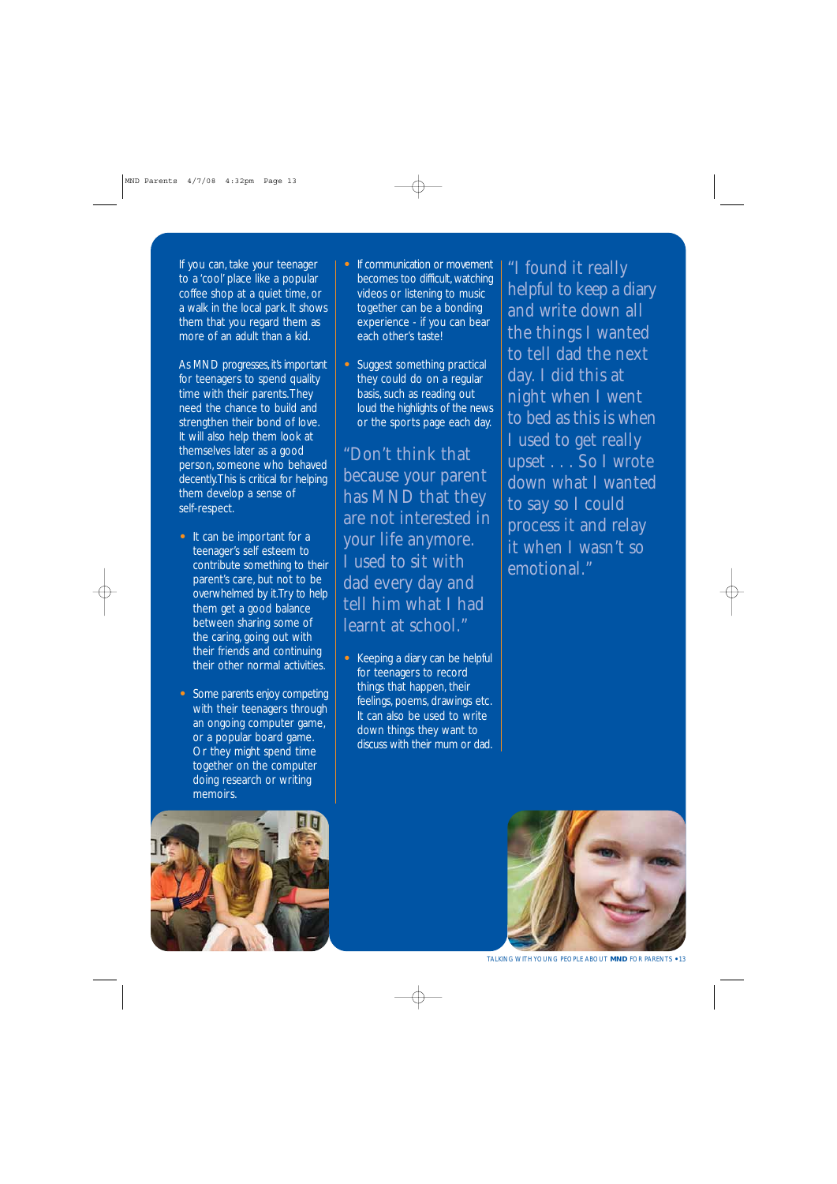If you can, take your teenager to a 'cool' place like a popular coffee shop at a quiet time, or a walk in the local park. It shows them that you regard them as more of an adult than a kid.

As MND progresses, it's important for teenagers to spend quality time with their parents. They need the chance to build and strengthen their bond of love. It will also help them look at themselves later as a good person, someone who behaved decently. This is critical for helping them develop a sense of self-respect.

- It can be important for a teenager's self esteem to contribute something to their parent's care, but not to be overwhelmed by it. Try to help them get a good balance between sharing some of the caring, going out with their friends and continuing their other normal activities.
- Some parents enjoy competing with their teenagers through an ongoing computer game, or a popular board game. Or they might spend time together on the computer doing research or writing memoirs.
- If communication or movement becomes too difficult, watching videos or listening to music together can be a bonding experience - if you can bear each other's taste!
- Suggest something practical they could do on a regular basis, such as reading out loud the highlights of the news or the sports page each day.

"Don't think that because your parent has MND that they are not interested in your life anymore. I used to sit with dad every day and tell him what I had learnt at school."

- Keeping a diary can be helpful for teenagers to record things that happen, their feelings, poems, drawings etc. It can also be used to write down things they want to discuss with their mum or dad.

"I found it really helpful to keep a diary and write down all the things I wanted to tell dad the next day. I did this at night when I went to bed as this is when I used to get really upset . . . So I wrote down what I wanted to say so I could process it and relay it when I wasn't so emotional."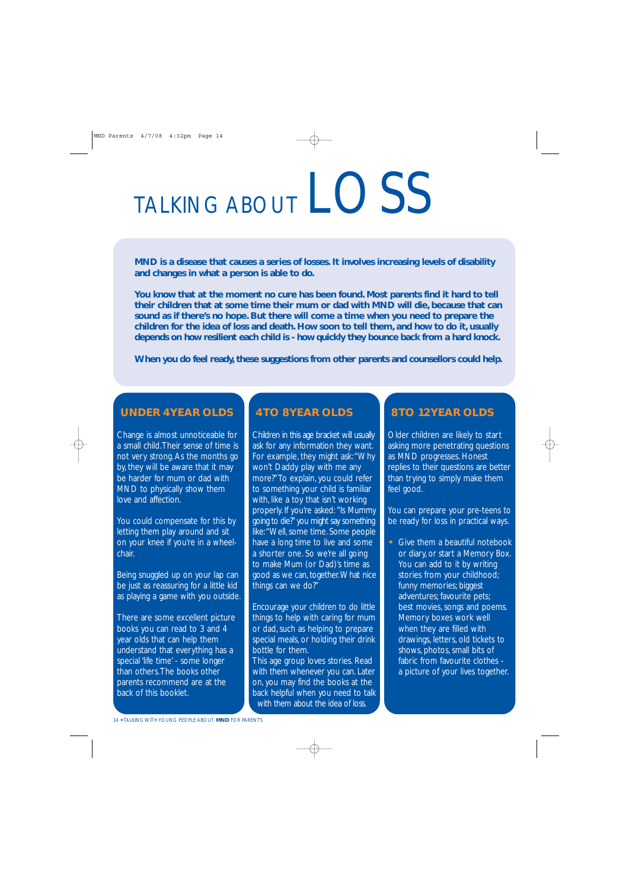# TALKING ABOUT LOSS

**MND is a disease that causes a series of losses. It involves increasing levels of disability and changes in what a person is able to do.**

**You know that at the moment no cure has been found. Most parents find it hard to tell their children that at some time their mum or dad with MND will die, because that can sound as if there's no hope. But there will come a time when you need to prepare the children for the idea of loss and death. How soon to tell them, and how to do it, usually depends on how resilient each child is - how quickly they bounce back from a hard knock.**

**When you do feel ready, these suggestions from other parents and counsellors could help.**

## UNDER 4 YEAR OLDS

Change is almost unnoticeable for a small child. Their sense of time is not very strong. As the months go by, they will be aware that it may be harder for mum or dad with MND to physically show them love and affection.

You could compensate for this by letting them play around and sit on your knee if you're in a wheelchair.

Being snuggled up on your lap can be just as reassuring for a little kid as playing a game with you outside.

There are some excellent picture books you can read to 3 and 4 year olds that can help them understand that everything has a special 'life time' - some longer than others. The books other parents recommend are at the back of this booklet.

## 4 TO 8 YEAR OLDS

Children in this age bracket will usually ask for any information they want. For example, they might ask: "Why won't Daddy play with me any more?" To explain, you could refer to something your child is familiar with, like a toy that isn't working properly. If you're asked: "Is Mummy going to die?" you might say something like: "Well, some time. Some people have a long time to live and some a shorter one. So we're all going to make Mum (or Dad)'s time as good as we can, together. What nice things can we do?"

Encourage your children to do little things to help with caring for mum or dad, such as helping to prepare special meals, or holding their drink bottle for them.

This age group loves stories. Read with them whenever you can. Later on, you may find the books at the back helpful when you need to talk with them about the idea of loss.

## 8 TO 12 YEAR OLDS

Older children are likely to start asking more penetrating questions as MND progresses. Honest replies to their questions are better than trying to simply make them feel good.

You can prepare your pre-teens to be ready for loss in practical ways.

- Give them a beautiful notebook or diary, or start a Memory Box. You can add to it by writing stories from your childhood; funny memories; biggest adventures; favourite pets; best movies, songs and poems. Memory boxes work well when they are filled with drawings, letters, old tickets to shows, photos, small bits of fabric from favourite clothes - a picture of your lives together.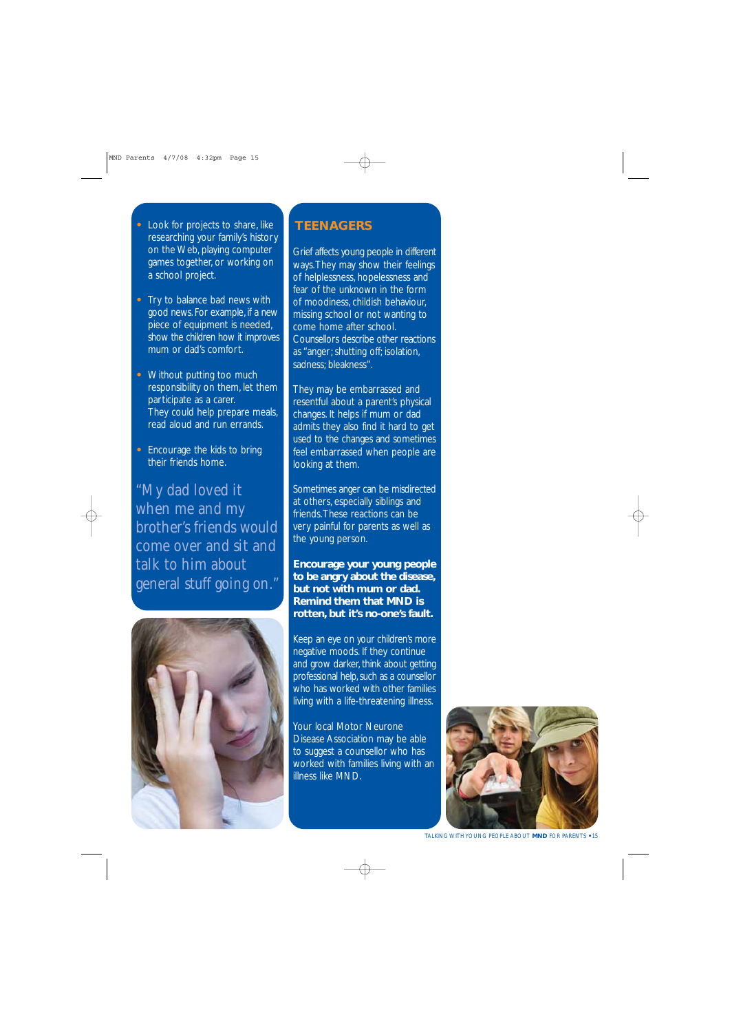- Look for projects to share, like researching your family's history on the Web, playing computer games together, or working on a school project.

- Try to balance bad news with good news. For example, if a new piece of equipment is needed, show the children how it improves mum or dad's comfort.

- Without putting too much responsibility on them, let them participate as a carer. They could help prepare meals, read aloud and run errands.

- Encourage the kids to bring their friends home.

"My dad loved it when me and my brother's friends would come over and sit and talk to him about general stuff going on."

## TEENAGERS

Grief affects young people in different ways. They may show their feelings of helplessness, hopelessness and fear of the unknown in the form of moodiness, childish behaviour, missing school or not wanting to come home after school. Counsellors describe other reactions as "anger; shutting off; isolation, sadness; bleakness".

They may be embarrassed and resentful about a parent's physical changes. It helps if mum or dad admits they also find it hard to get used to the changes and sometimes feel embarrassed when people are looking at them.

Sometimes anger can be misdirected at others, especially siblings and friends. These reactions can be very painful for parents as well as the young person.

**Encourage your young people to be angry about the disease, but not with mum or dad. Remind them that MND is rotten, but it's no-one's fault.**

Keep an eye on your children's more negative moods. If they continue and grow darker, think about getting professional help, such as a counsellor who has worked with other families living with a life-threatening illness.

Your local Motor Neurone Disease Association may be able to suggest a counsellor who has worked with families living with an illness like MND.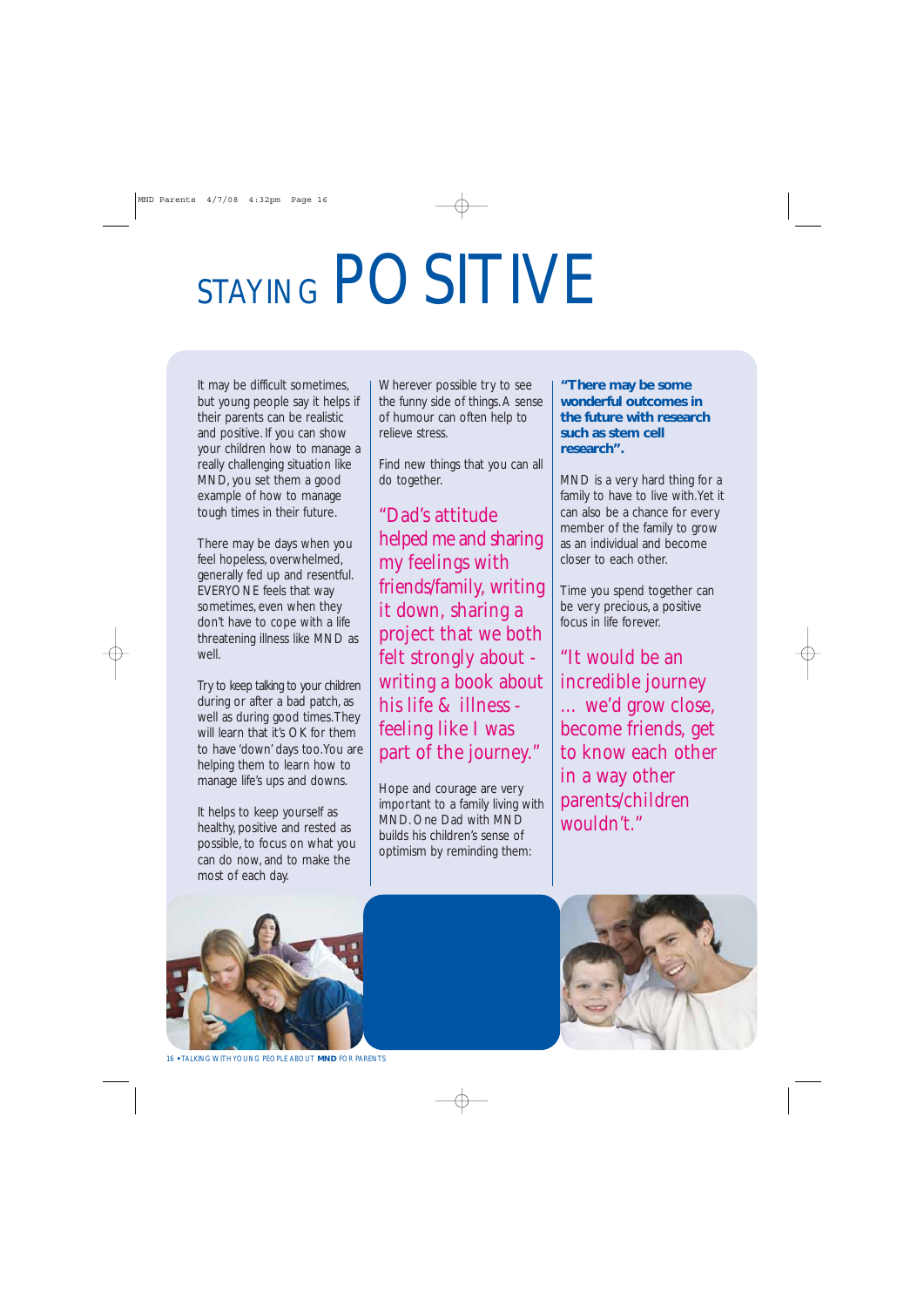# STAYING POSITIVE

It may be difficult sometimes, but young people say it helps if their parents can be realistic and positive. If you can show your children how to manage a really challenging situation like MND, you set them a good example of how to manage tough times in their future.

There may be days when you feel hopeless, overwhelmed, generally fed up and resentful. EVERYONE feels that way sometimes, even when they don't have to cope with a life threatening illness like MND as well.

Try to keep talking to your children during or after a bad patch, as well as during good times. They will learn that it's OK for them to have 'down' days too. You are helping them to learn how to manage life's ups and downs.

It helps to keep yourself as healthy, positive and rested as possible, to focus on what you can do now, and to make the most of each day.

Wherever possible try to see the funny side of things. A sense of humour can often help to relieve stress.

Find new things that you can all do together.

"Dad's attitude helped me and sharing my feelings with friends/family, writing it down, sharing a project that we both felt strongly about - writing a book about his life & illness - feeling like I was part of the journey."

Hope and courage are very important to a family living with MND. One Dad with MND builds his children's sense of optimism by reminding them:

**"There may be some wonderful outcomes in the future with research such as stem cell research".**

MND is a very hard thing for a family to have to live with. Yet it can also be a chance for every member of the family to grow as an individual and become closer to each other.

Time you spend together can be very precious, a positive focus in life forever.

"It would be an incredible journey ... we'd grow close, become friends, get to know each other in a way other parents/children wouldn't."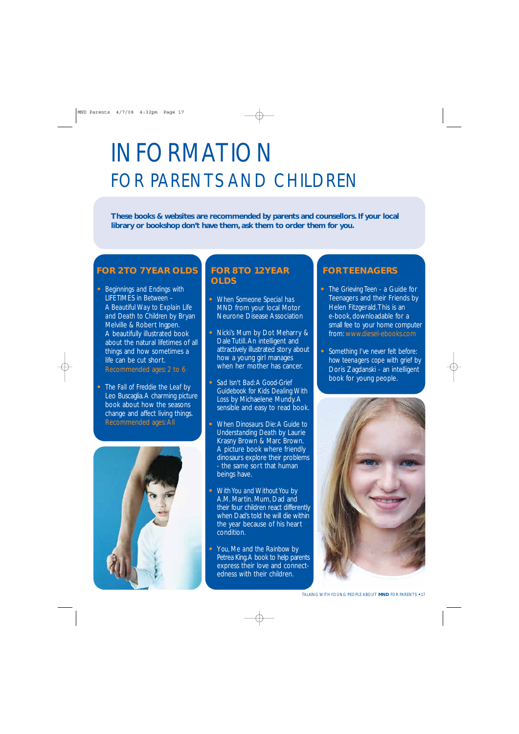# INFORMATION

## FOR PARENTS AND CHILDREN

**These books & websites are recommended by parents and counsellors. If your local library or bookshop don't have them, ask them to order them for you.**

### FOR 2 TO 7 YEAR OLDS

- Beginnings and Endings with LIFETIMES in Between – A Beautiful Way to Explain Life and Death to Children by Bryan Melville & Robert Ingpen. A beautifully illustrated book about the natural lifetimes of all things and how sometimes a life can be cut short. Recommended ages: 2 to 6
- The Fall of Freddie the Leaf by Leo Buscaglia. A charming picture book about how the seasons change and affect living things. Recommended ages: All

### FOR 8 TO 12 YEAR OLDS

- When Someone Special has MND from your local Motor Neurone Disease Association
- Nicki's Mum by Dot Meharry & Dale Tutill. An intelligent and attractively illustrated story about how a young girl manages when her mother has cancer.
- Sad Isn't Bad: A Good-Grief Guidebook for Kids Dealing With Loss by Michaelene Mundy. A sensible and easy to read book.
- When Dinosaurs Die: A Guide to Understanding Death by Laurie Krasny Brown & Marc Brown. A picture book where friendly dinosaurs explore their problems - the same sort that human beings have.
- With You and Without You by A.M. Martin. Mum, Dad and their four children react differently when Dad's told he will die within the year because of his heart condition.
- You, Me and the Rainbow by Petrea King. A book to help parents express their love and connectedness with their children.

### FOR TEENAGERS

- The Grieving Teen - a Guide for Teenagers and their Friends by Helen Fitzgerald. This is an e-book, downloadable for a small fee to your home computer from: www.diesel-ebooks.com
- Something I've never felt before: how teenagers cope with grief by Doris Zagdanski - an intelligent book for young people.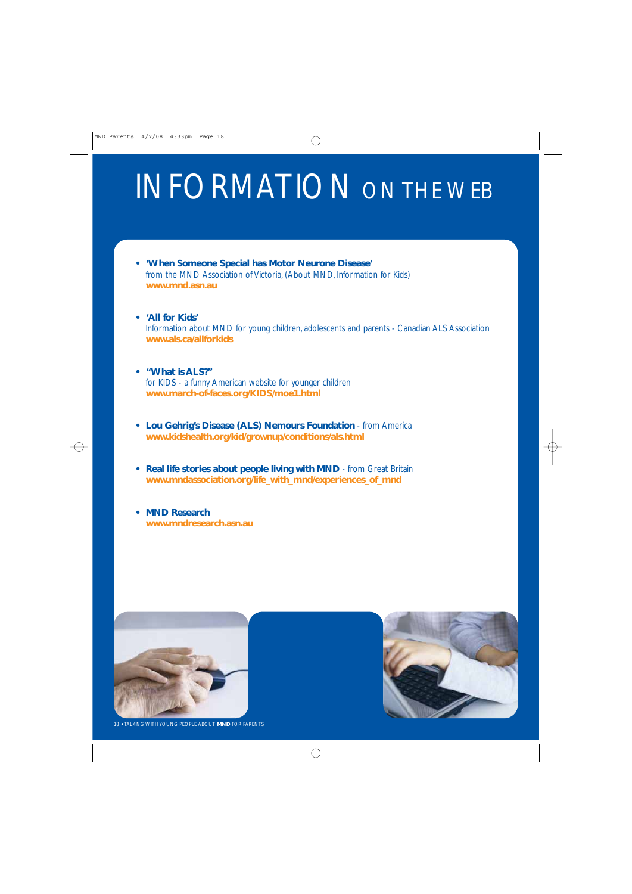# INFORMATION ON THE WEB

- **'When Someone Special has Motor Neurone Disease'**
  from the MND Association of Victoria, (About MND, Information for Kids)
  **www.mnd.asn.au**

- **'All for Kids'**
  Information about MND for young children, adolescents and parents - Canadian ALS Association
  **www.als.ca/allforkids**

- **"What is ALS?"**
  for KIDS - a funny American website for younger children
  **www.march-of-faces.org/KIDS/moe1.html**

- **Lou Gehrig's Disease (ALS) Nemours Foundation** - from America
  **www.kidshealth.org/kid/grownup/conditions/als.html**

- **Real life stories about people living with MND** - from Great Britain
  **www.mndassociation.org/life_with_mnd/experiences_of_mnd**

- **MND Research**
  **www.mndresearch.asn.au**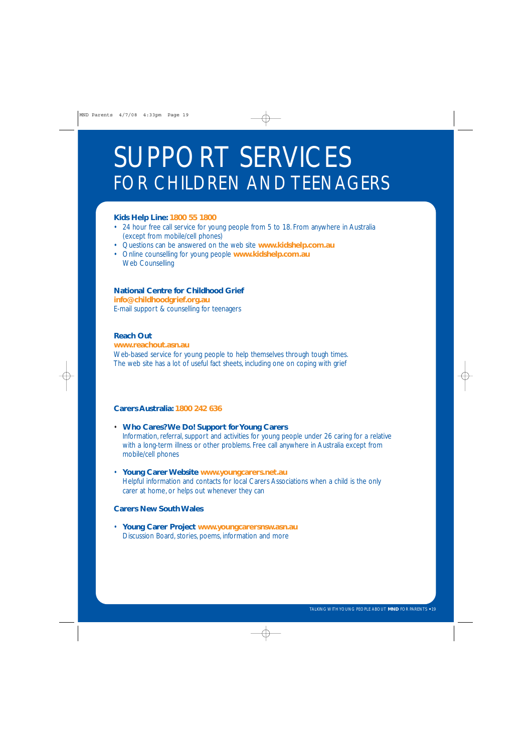# SUPPORT SERVICES
## FOR CHILDREN AND TEENAGERS

**Kids Help Line: 1800 55 1800**

- 24 hour free call service for young people from 5 to 18. From anywhere in Australia (except from mobile/cell phones)
- Questions can be answered on the web site **www.kidshelp.com.au**
- Online counselling for young people **www.kidshelp.com.au** Web Counselling

**National Centre for Childhood Grief**
**info@childhoodgrief.org.au**
E-mail support & counselling for teenagers

**Reach Out**
**www.reachout.asn.au**
Web-based service for young people to help themselves through tough times. The web site has a lot of useful fact sheets, including one on coping with grief

**Carers Australia: 1800 242 636**

- **Who Cares? We Do! Support for Young Carers**
  Information, referral, support and activities for young people under 26 caring for a relative with a long-term illness or other problems. Free call anywhere in Australia except from mobile/cell phones

- **Young Carer Website www.youngcarers.net.au**
  Helpful information and contacts for local Carers Associations when a child is the only carer at home, or helps out whenever they can

**Carers New South Wales**

- **Young Carer Project www.youngcarersnsw.asn.au**
  Discussion Board, stories, poems, information and more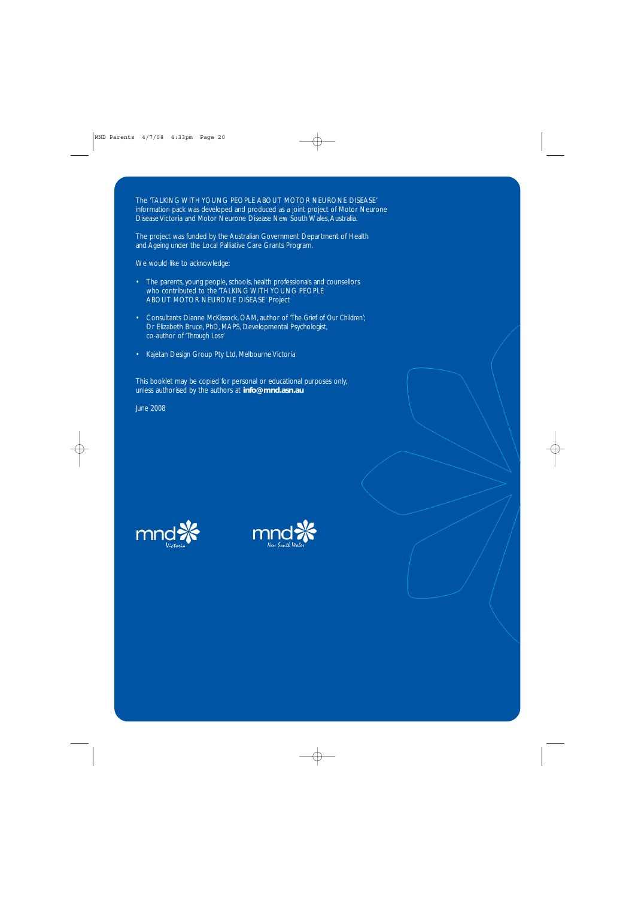The 'TALKING WITH YOUNG PEOPLE ABOUT MOTOR NEURONE DISEASE' information pack was developed and produced as a joint project of Motor Neurone Disease Victoria and Motor Neurone Disease New South Wales, Australia.

The project was funded by the Australian Government Department of Health and Ageing under the Local Palliative Care Grants Program.

We would like to acknowledge:

- The parents, young people, schools, health professionals and counsellors who contributed to the 'TALKING WITH YOUNG PEOPLE ABOUT MOTOR NEURONE DISEASE' Project
- Consultants Dianne McKissock, OAM, author of 'The Grief of Our Children'; Dr Elizabeth Bruce, PhD, MAPS, Developmental Psychologist, co-author of 'Through Loss'
- Kajetan Design Group Pty Ltd, Melbourne Victoria

This booklet may be copied for personal or educational purposes only, unless authorised by the authors at **info@mnd.asn.au**

June 2008

mnd Victoria

mnd New South Wales